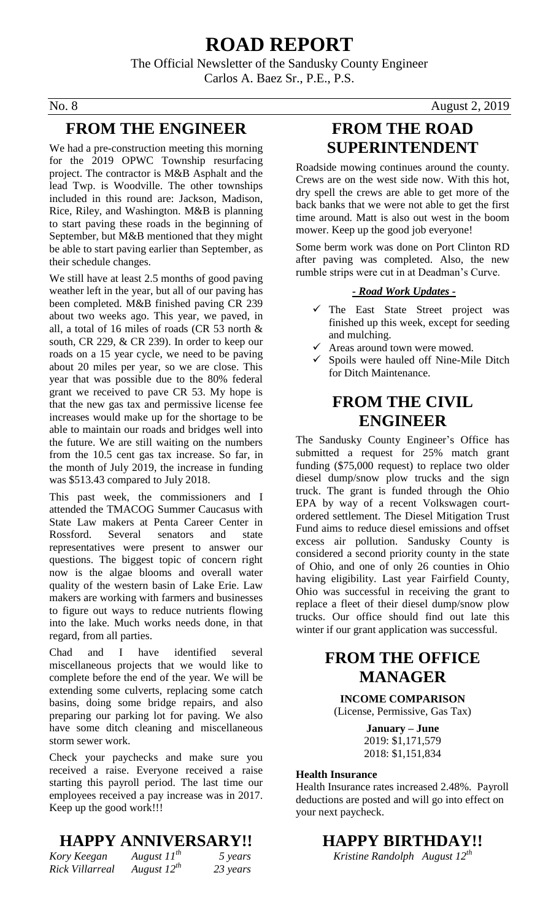# ROAD REPORT

The Official Newsletter of the Sandusky County Engineer
Carlos A. Baez Sr., P.E., P.S.

No. 8 August 2, 2019

## FROM THE ENGINEER

We had a pre-construction meeting this morning for the 2019 OPWC Township resurfacing project. The contractor is M&B Asphalt and the lead Twp. is Woodville. The other townships included in this round are: Jackson, Madison, Rice, Riley, and Washington. M&B is planning to start paving these roads in the beginning of September, but M&B mentioned that they might be able to start paving earlier than September, as their schedule changes.

We still have at least 2.5 months of good paving weather left in the year, but all of our paving has been completed. M&B finished paving CR 239 about two weeks ago. This year, we paved, in all, a total of 16 miles of roads (CR 53 north & south, CR 229, & CR 239). In order to keep our roads on a 15 year cycle, we need to be paving about 20 miles per year, so we are close. This year that was possible due to the 80% federal grant we received to pave CR 53. My hope is that the new gas tax and permissive license fee increases would make up for the shortage to be able to maintain our roads and bridges well into the future. We are still waiting on the numbers from the 10.5 cent gas tax increase. So far, in the month of July 2019, the increase in funding was $513.43 compared to July 2018.

This past week, the commissioners and I attended the TMACOG Summer Caucasus with State Law makers at Penta Career Center in Rossford. Several senators and state representatives were present to answer our questions. The biggest topic of concern right now is the algae blooms and overall water quality of the western basin of Lake Erie. Law makers are working with farmers and businesses to figure out ways to reduce nutrients flowing into the lake. Much works needs done, in that regard, from all parties.

Chad and I have identified several miscellaneous projects that we would like to complete before the end of the year. We will be extending some culverts, replacing some catch basins, doing some bridge repairs, and also preparing our parking lot for paving. We also have some ditch cleaning and miscellaneous storm sewer work.

Check your paychecks and make sure you received a raise. Everyone received a raise starting this payroll period. The last time our employees received a pay increase was in 2017. Keep up the good work!!!

## HAPPY ANNIVERSARY!!

*Kory Keegan* *August 11th* *5 years*
*Rick Villarreal* *August 12th* *23 years*

## FROM THE ROAD SUPERINTENDENT

Roadside mowing continues around the county. Crews are on the west side now. With this hot, dry spell the crews are able to get more of the back banks that we were not able to get the first time around. Matt is also out west in the boom mower. Keep up the good job everyone!

Some berm work was done on Port Clinton RD after paving was completed. Also, the new rumble strips were cut in at Deadman's Curve.

***- Road Work Updates -***

- ✓ The East State Street project was finished up this week, except for seeding and mulching.
- ✓ Areas around town were mowed.
- ✓ Spoils were hauled off Nine-Mile Ditch for Ditch Maintenance.

## FROM THE CIVIL ENGINEER

The Sandusky County Engineer's Office has submitted a request for 25% match grant funding ($75,000 request) to replace two older diesel dump/snow plow trucks and the sign truck. The grant is funded through the Ohio EPA by way of a recent Volkswagen court-ordered settlement. The Diesel Mitigation Trust Fund aims to reduce diesel emissions and offset excess air pollution. Sandusky County is considered a second priority county in the state of Ohio, and one of only 26 counties in Ohio having eligibility. Last year Fairfield County, Ohio was successful in receiving the grant to replace a fleet of their diesel dump/snow plow trucks. Our office should find out late this winter if our grant application was successful.

## FROM THE OFFICE MANAGER

**INCOME COMPARISON**
(License, Permissive, Gas Tax)

**January – June**
2019: $1,171,579
2018: $1,151,834

**Health Insurance**
Health Insurance rates increased 2.48%. Payroll deductions are posted and will go into effect on your next paycheck.

## HAPPY BIRTHDAY!!

*Kristine Randolph August 12th*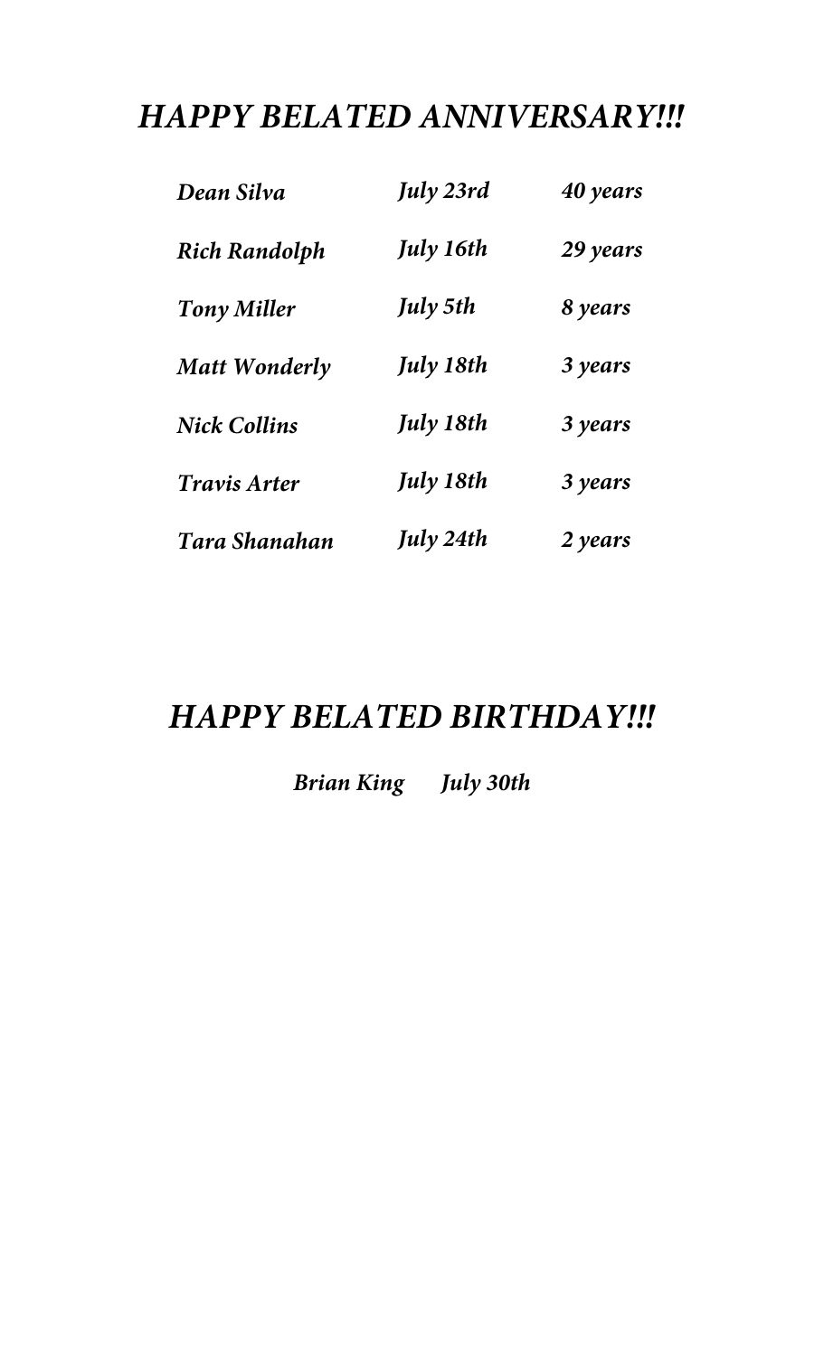# *HAPPY BELATED ANNIVERSARY!!!*

| | | |
|---|---|---|
| *Dean Silva* | *July 23rd* | *40 years* |
| *Rich Randolph* | *July 16th* | *29 years* |
| *Tony Miller* | *July 5th* | *8 years* |
| *Matt Wonderly* | *July 18th* | *3 years* |
| *Nick Collins* | *July 18th* | *3 years* |
| *Travis Arter* | *July 18th* | *3 years* |
| *Tara Shanahan* | *July 24th* | *2 years* |

# *HAPPY BELATED BIRTHDAY!!!*

***Brian King July 30th***